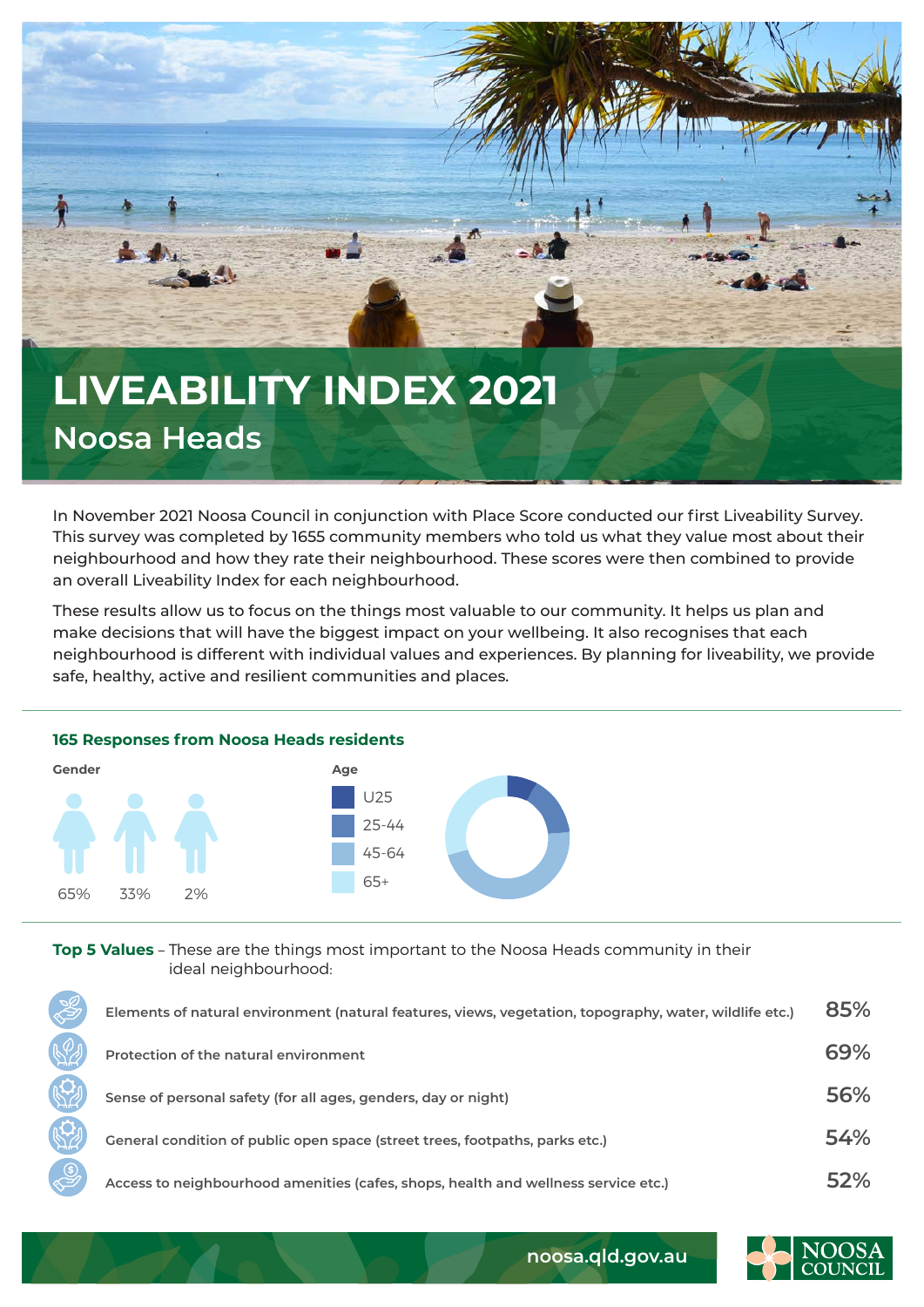# LIVEABILITY INDEX 2021

## Noosa Heads

In November 2021 Noosa Council in conjunction with Place Score conducted our first Liveability Survey. This survey was completed by 1655 community members who told us what they value most about their neighbourhood and how they rate their neighbourhood. These scores were then combined to provide an overall Liveability Index for each neighbourhood.

These results allow us to focus on the things most valuable to our community. It helps us plan and make decisions that will have the biggest impact on your wellbeing. It also recognises that each neighbourhood is different with individual values and experiences. By planning for liveability, we provide safe, healthy, active and resilient communities and places.

### 165 Responses from Noosa Heads residents

**Gender**

65% 33% 2%

**Age**

- U25
- 25-44
- 45-64
- 65+

**Top 5 Values** – These are the things most important to the Noosa Heads community in their ideal neighbourhood:

| Value | % |
|---|---|
| Elements of natural environment (natural features, views, vegetation, topography, water, wildlife etc.) | 85% |
| Protection of the natural environment | 69% |
| Sense of personal safety (for all ages, genders, day or night) | 56% |
| General condition of public open space (street trees, footpaths, parks etc.) | 54% |
| Access to neighbourhood amenities (cafes, shops, health and wellness service etc.) | 52% |

noosa.qld.gov.au

NOOSA COUNCIL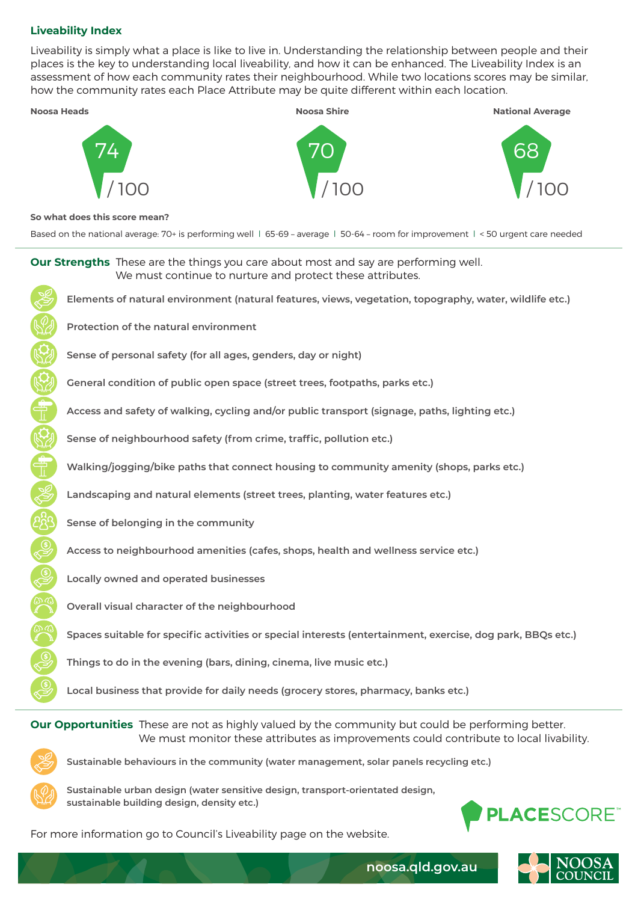## Liveability Index

Liveability is simply what a place is like to live in. Understanding the relationship between people and their places is the key to understanding local liveability, and how it can be enhanced. The Liveability Index is an assessment of how each community rates their neighbourhood. While two locations scores may be similar, how the community rates each Place Attribute may be quite different within each location.

**Noosa Heads**

74 / 100

**Noosa Shire**

70 / 100

**National Average**

68 / 100

**So what does this score mean?**

Based on the national average: 70+ is performing well | 65-69 – average | 50-64 – room for improvement | < 50 urgent care needed

**Our Strengths** These are the things you care about most and say are performing well. We must continue to nurture and protect these attributes.

- Elements of natural environment (natural features, views, vegetation, topography, water, wildlife etc.)
- Protection of the natural environment
- Sense of personal safety (for all ages, genders, day or night)
- General condition of public open space (street trees, footpaths, parks etc.)
- Access and safety of walking, cycling and/or public transport (signage, paths, lighting etc.)
- Sense of neighbourhood safety (from crime, traffic, pollution etc.)
- Walking/jogging/bike paths that connect housing to community amenity (shops, parks etc.)
- Landscaping and natural elements (street trees, planting, water features etc.)
- Sense of belonging in the community
- Access to neighbourhood amenities (cafes, shops, health and wellness service etc.)
- Locally owned and operated businesses
- Overall visual character of the neighbourhood
- Spaces suitable for specific activities or special interests (entertainment, exercise, dog park, BBQs etc.)
- Things to do in the evening (bars, dining, cinema, live music etc.)
- Local business that provide for daily needs (grocery stores, pharmacy, banks etc.)

**Our Opportunities** These are not as highly valued by the community but could be performing better. We must monitor these attributes as improvements could contribute to local livability.

- Sustainable behaviours in the community (water management, solar panels recycling etc.)
- Sustainable urban design (water sensitive design, transport-orientated design, sustainable building design, density etc.)

For more information go to Council's Liveability page on the website.

PLACESCORE™

noosa.qld.gov.au

NOOSA COUNCIL